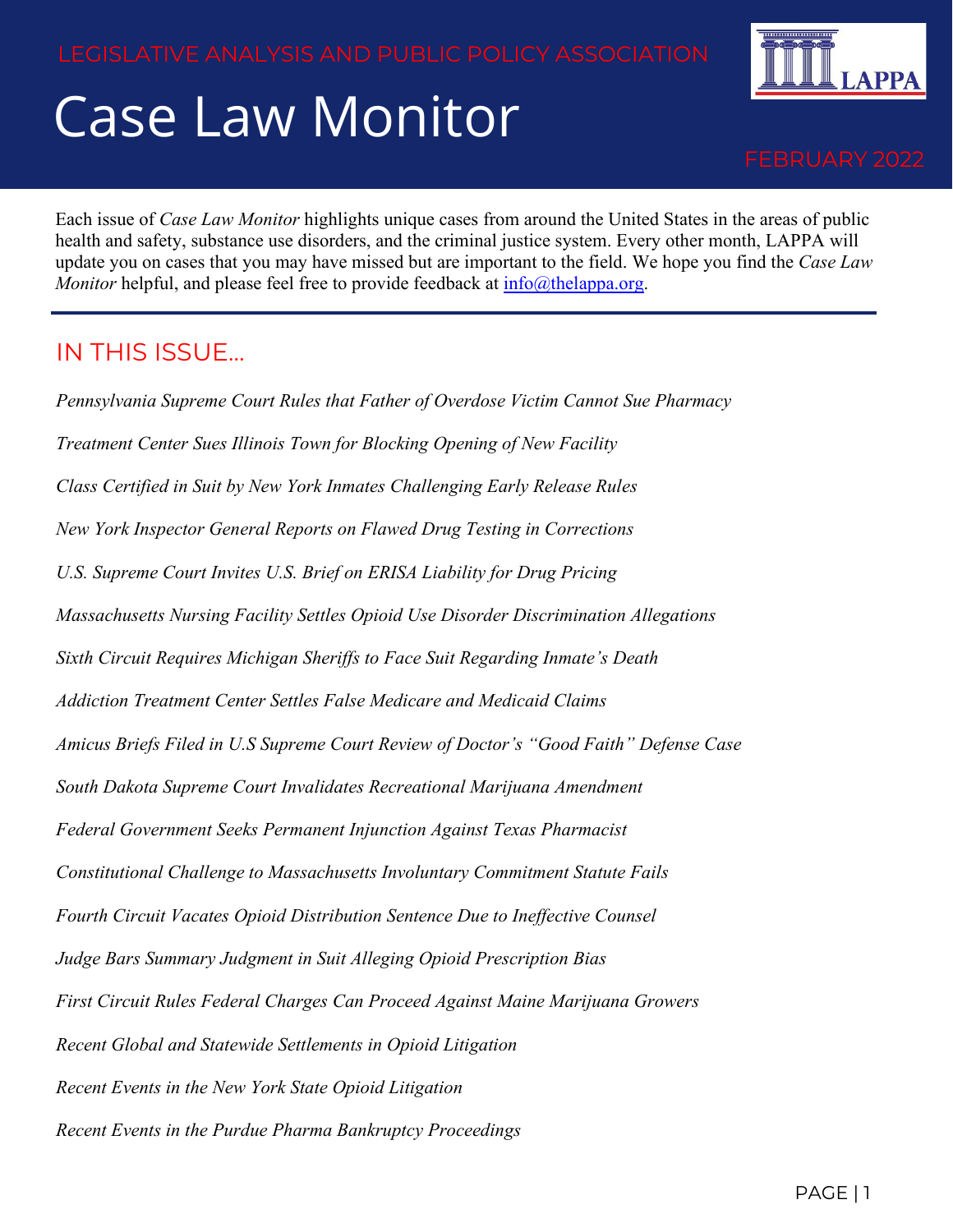LEGISLATIVE ANALYSIS AND PUBLIC POLICY ASSOCIATION

# Case Law Monitor

FEBRUARY 2022

Each issue of *Case Law Monitor* highlights unique cases from around the United States in the areas of public health and safety, substance use disorders, and the criminal justice system. Every other month, LAPPA will update you on cases that you may have missed but are important to the field. We hope you find the *Case Law Monitor* helpful, and please feel free to provide feedback at info@thelappa.org.

## IN THIS ISSUE...

*Pennsylvania Supreme Court Rules that Father of Overdose Victim Cannot Sue Pharmacy*

*Treatment Center Sues Illinois Town for Blocking Opening of New Facility*

*Class Certified in Suit by New York Inmates Challenging Early Release Rules*

*New York Inspector General Reports on Flawed Drug Testing in Corrections*

*U.S. Supreme Court Invites U.S. Brief on ERISA Liability for Drug Pricing*

*Massachusetts Nursing Facility Settles Opioid Use Disorder Discrimination Allegations*

*Sixth Circuit Requires Michigan Sheriffs to Face Suit Regarding Inmate's Death*

*Addiction Treatment Center Settles False Medicare and Medicaid Claims*

*Amicus Briefs Filed in U.S Supreme Court Review of Doctor's "Good Faith" Defense Case*

*South Dakota Supreme Court Invalidates Recreational Marijuana Amendment*

*Federal Government Seeks Permanent Injunction Against Texas Pharmacist*

*Constitutional Challenge to Massachusetts Involuntary Commitment Statute Fails*

*Fourth Circuit Vacates Opioid Distribution Sentence Due to Ineffective Counsel*

*Judge Bars Summary Judgment in Suit Alleging Opioid Prescription Bias*

*First Circuit Rules Federal Charges Can Proceed Against Maine Marijuana Growers*

*Recent Global and Statewide Settlements in Opioid Litigation*

*Recent Events in the New York State Opioid Litigation*

*Recent Events in the Purdue Pharma Bankruptcy Proceedings*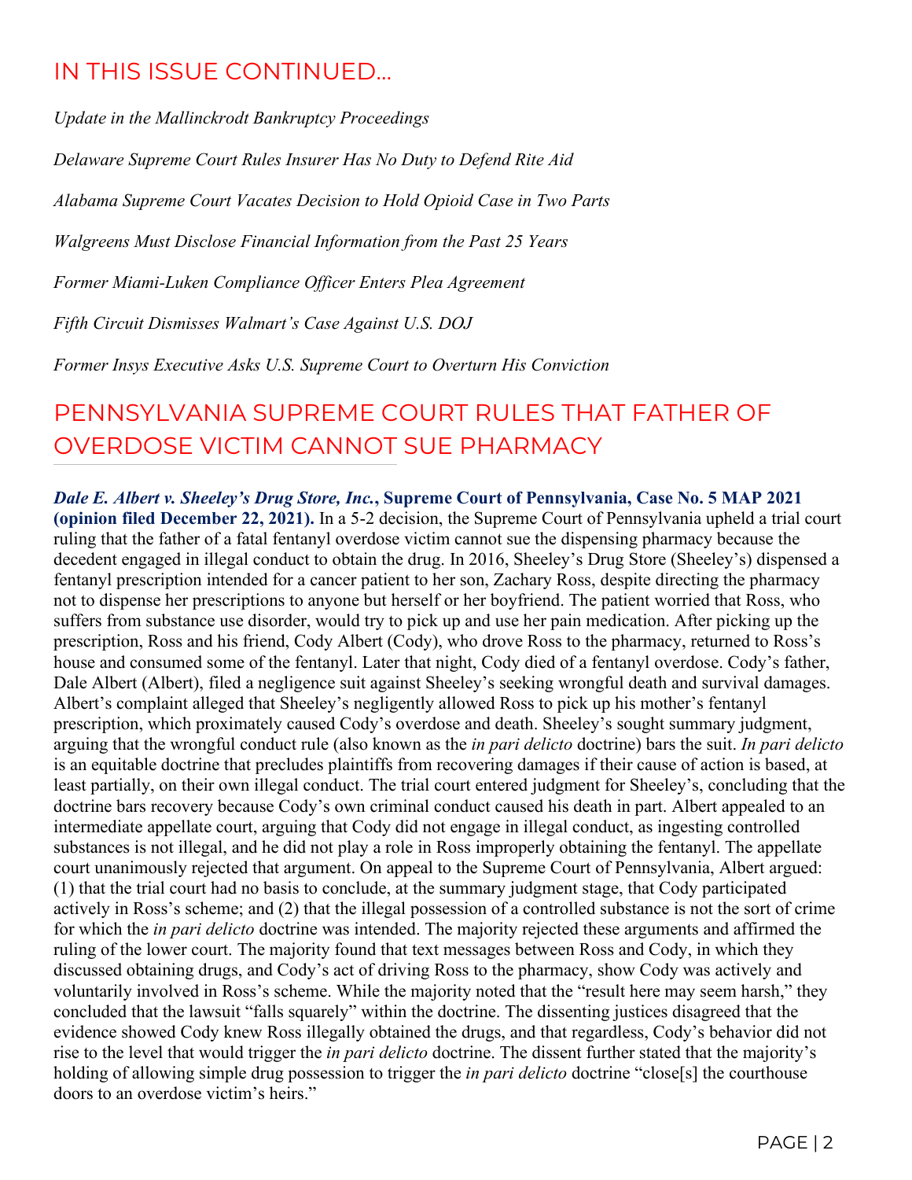## IN THIS ISSUE CONTINUED...

*Update in the Mallinckrodt Bankruptcy Proceedings*

*Delaware Supreme Court Rules Insurer Has No Duty to Defend Rite Aid*

*Alabama Supreme Court Vacates Decision to Hold Opioid Case in Two Parts*

*Walgreens Must Disclose Financial Information from the Past 25 Years*

*Former Miami-Luken Compliance Officer Enters Plea Agreement*

*Fifth Circuit Dismisses Walmart's Case Against U.S. DOJ*

*Former Insys Executive Asks U.S. Supreme Court to Overturn His Conviction*

## PENNSYLVANIA SUPREME COURT RULES THAT FATHER OF OVERDOSE VICTIM CANNOT SUE PHARMACY

***Dale E. Albert v. Sheeley's Drug Store, Inc.*, Supreme Court of Pennsylvania, Case No. 5 MAP 2021 (opinion filed December 22, 2021).** In a 5-2 decision, the Supreme Court of Pennsylvania upheld a trial court ruling that the father of a fatal fentanyl overdose victim cannot sue the dispensing pharmacy because the decedent engaged in illegal conduct to obtain the drug. In 2016, Sheeley's Drug Store (Sheeley's) dispensed a fentanyl prescription intended for a cancer patient to her son, Zachary Ross, despite directing the pharmacy not to dispense her prescriptions to anyone but herself or her boyfriend. The patient worried that Ross, who suffers from substance use disorder, would try to pick up and use her pain medication. After picking up the prescription, Ross and his friend, Cody Albert (Cody), who drove Ross to the pharmacy, returned to Ross's house and consumed some of the fentanyl. Later that night, Cody died of a fentanyl overdose. Cody's father, Dale Albert (Albert), filed a negligence suit against Sheeley's seeking wrongful death and survival damages. Albert's complaint alleged that Sheeley's negligently allowed Ross to pick up his mother's fentanyl prescription, which proximately caused Cody's overdose and death. Sheeley's sought summary judgment, arguing that the wrongful conduct rule (also known as the *in pari delicto* doctrine) bars the suit. *In pari delicto* is an equitable doctrine that precludes plaintiffs from recovering damages if their cause of action is based, at least partially, on their own illegal conduct. The trial court entered judgment for Sheeley's, concluding that the doctrine bars recovery because Cody's own criminal conduct caused his death in part. Albert appealed to an intermediate appellate court, arguing that Cody did not engage in illegal conduct, as ingesting controlled substances is not illegal, and he did not play a role in Ross improperly obtaining the fentanyl. The appellate court unanimously rejected that argument. On appeal to the Supreme Court of Pennsylvania, Albert argued: (1) that the trial court had no basis to conclude, at the summary judgment stage, that Cody participated actively in Ross's scheme; and (2) that the illegal possession of a controlled substance is not the sort of crime for which the *in pari delicto* doctrine was intended. The majority rejected these arguments and affirmed the ruling of the lower court. The majority found that text messages between Ross and Cody, in which they discussed obtaining drugs, and Cody's act of driving Ross to the pharmacy, show Cody was actively and voluntarily involved in Ross's scheme. While the majority noted that the "result here may seem harsh," they concluded that the lawsuit "falls squarely" within the doctrine. The dissenting justices disagreed that the evidence showed Cody knew Ross illegally obtained the drugs, and that regardless, Cody's behavior did not rise to the level that would trigger the *in pari delicto* doctrine. The dissent further stated that the majority's holding of allowing simple drug possession to trigger the *in pari delicto* doctrine "close[s] the courthouse doors to an overdose victim's heirs."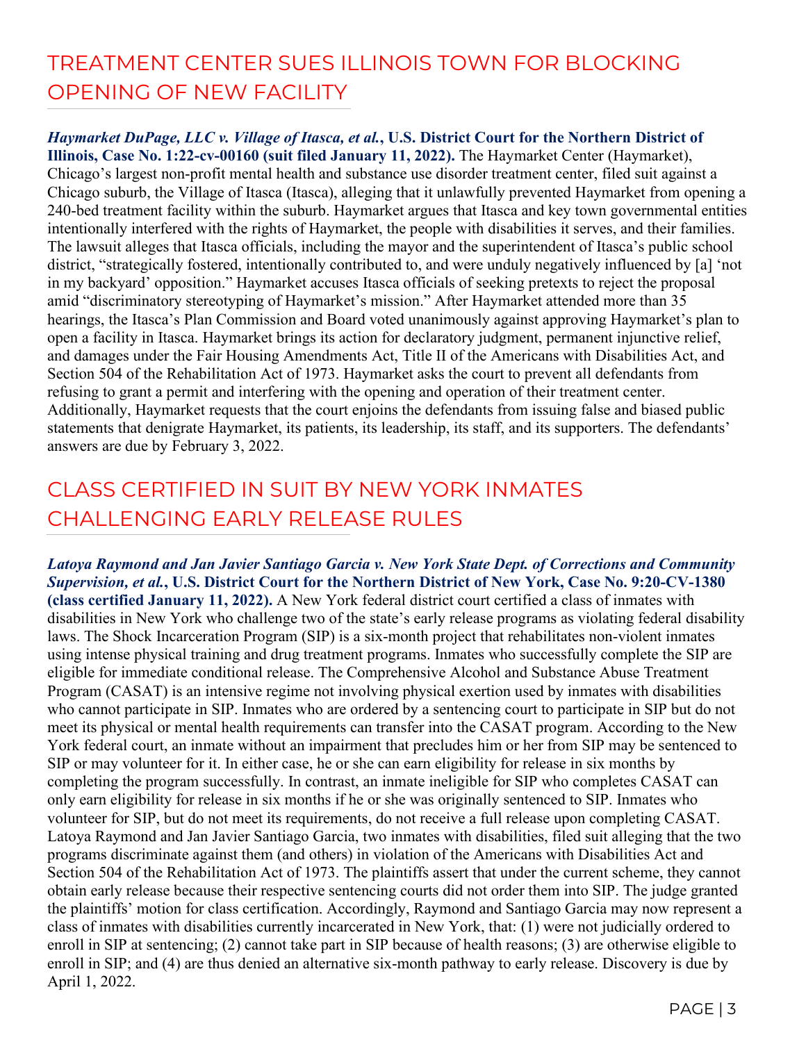## TREATMENT CENTER SUES ILLINOIS TOWN FOR BLOCKING OPENING OF NEW FACILITY

***Haymarket DuPage, LLC v. Village of Itasca, et al.*, U.S. District Court for the Northern District of Illinois, Case No. 1:22-cv-00160 (suit filed January 11, 2022).** The Haymarket Center (Haymarket), Chicago's largest non-profit mental health and substance use disorder treatment center, filed suit against a Chicago suburb, the Village of Itasca (Itasca), alleging that it unlawfully prevented Haymarket from opening a 240-bed treatment facility within the suburb. Haymarket argues that Itasca and key town governmental entities intentionally interfered with the rights of Haymarket, the people with disabilities it serves, and their families. The lawsuit alleges that Itasca officials, including the mayor and the superintendent of Itasca's public school district, "strategically fostered, intentionally contributed to, and were unduly negatively influenced by [a] 'not in my backyard' opposition." Haymarket accuses Itasca officials of seeking pretexts to reject the proposal amid "discriminatory stereotyping of Haymarket's mission." After Haymarket attended more than 35 hearings, the Itasca's Plan Commission and Board voted unanimously against approving Haymarket's plan to open a facility in Itasca. Haymarket brings its action for declaratory judgment, permanent injunctive relief, and damages under the Fair Housing Amendments Act, Title II of the Americans with Disabilities Act, and Section 504 of the Rehabilitation Act of 1973. Haymarket asks the court to prevent all defendants from refusing to grant a permit and interfering with the opening and operation of their treatment center. Additionally, Haymarket requests that the court enjoins the defendants from issuing false and biased public statements that denigrate Haymarket, its patients, its leadership, its staff, and its supporters. The defendants' answers are due by February 3, 2022.

## CLASS CERTIFIED IN SUIT BY NEW YORK INMATES CHALLENGING EARLY RELEASE RULES

***Latoya Raymond and Jan Javier Santiago Garcia v. New York State Dept. of Corrections and Community Supervision, et al.*, U.S. District Court for the Northern District of New York, Case No. 9:20-CV-1380 (class certified January 11, 2022).** A New York federal district court certified a class of inmates with disabilities in New York who challenge two of the state's early release programs as violating federal disability laws. The Shock Incarceration Program (SIP) is a six-month project that rehabilitates non-violent inmates using intense physical training and drug treatment programs. Inmates who successfully complete the SIP are eligible for immediate conditional release. The Comprehensive Alcohol and Substance Abuse Treatment Program (CASAT) is an intensive regime not involving physical exertion used by inmates with disabilities who cannot participate in SIP. Inmates who are ordered by a sentencing court to participate in SIP but do not meet its physical or mental health requirements can transfer into the CASAT program. According to the New York federal court, an inmate without an impairment that precludes him or her from SIP may be sentenced to SIP or may volunteer for it. In either case, he or she can earn eligibility for release in six months by completing the program successfully. In contrast, an inmate ineligible for SIP who completes CASAT can only earn eligibility for release in six months if he or she was originally sentenced to SIP. Inmates who volunteer for SIP, but do not meet its requirements, do not receive a full release upon completing CASAT. Latoya Raymond and Jan Javier Santiago Garcia, two inmates with disabilities, filed suit alleging that the two programs discriminate against them (and others) in violation of the Americans with Disabilities Act and Section 504 of the Rehabilitation Act of 1973. The plaintiffs assert that under the current scheme, they cannot obtain early release because their respective sentencing courts did not order them into SIP. The judge granted the plaintiffs' motion for class certification. Accordingly, Raymond and Santiago Garcia may now represent a class of inmates with disabilities currently incarcerated in New York, that: (1) were not judicially ordered to enroll in SIP at sentencing; (2) cannot take part in SIP because of health reasons; (3) are otherwise eligible to enroll in SIP; and (4) are thus denied an alternative six-month pathway to early release. Discovery is due by April 1, 2022.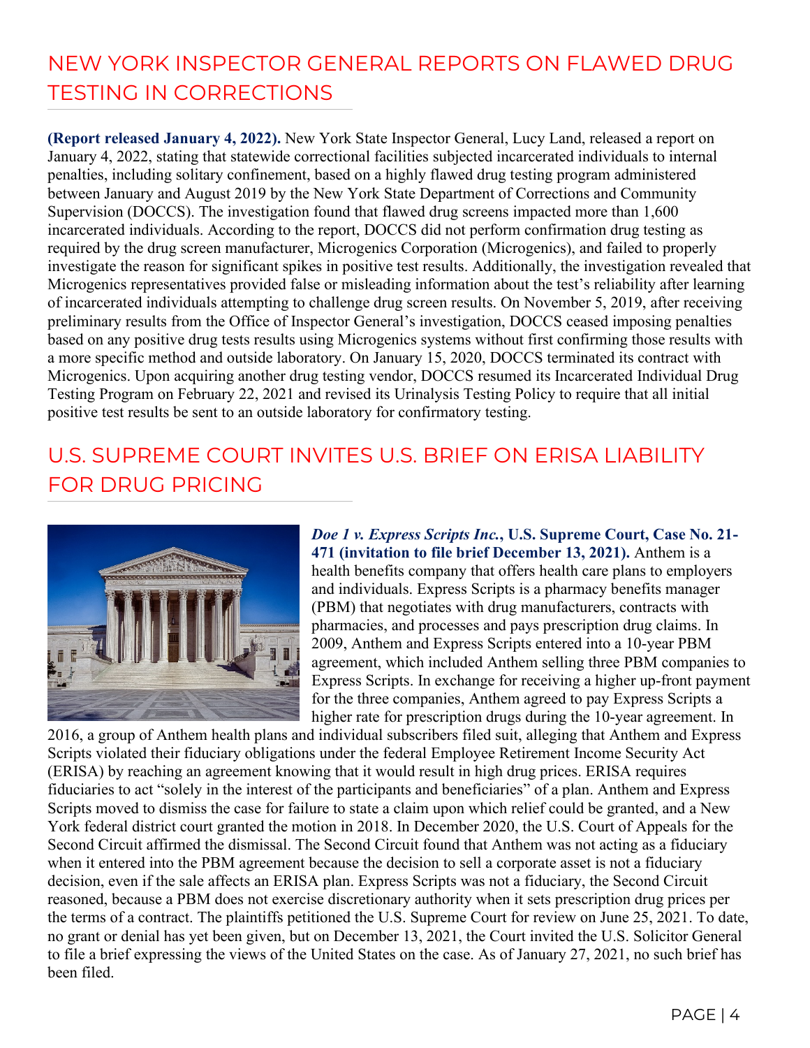## NEW YORK INSPECTOR GENERAL REPORTS ON FLAWED DRUG TESTING IN CORRECTIONS

**(Report released January 4, 2022).** New York State Inspector General, Lucy Land, released a report on January 4, 2022, stating that statewide correctional facilities subjected incarcerated individuals to internal penalties, including solitary confinement, based on a highly flawed drug testing program administered between January and August 2019 by the New York State Department of Corrections and Community Supervision (DOCCS). The investigation found that flawed drug screens impacted more than 1,600 incarcerated individuals. According to the report, DOCCS did not perform confirmation drug testing as required by the drug screen manufacturer, Microgenics Corporation (Microgenics), and failed to properly investigate the reason for significant spikes in positive test results. Additionally, the investigation revealed that Microgenics representatives provided false or misleading information about the test's reliability after learning of incarcerated individuals attempting to challenge drug screen results. On November 5, 2019, after receiving preliminary results from the Office of Inspector General's investigation, DOCCS ceased imposing penalties based on any positive drug tests results using Microgenics systems without first confirming those results with a more specific method and outside laboratory. On January 15, 2020, DOCCS terminated its contract with Microgenics. Upon acquiring another drug testing vendor, DOCCS resumed its Incarcerated Individual Drug Testing Program on February 22, 2021 and revised its Urinalysis Testing Policy to require that all initial positive test results be sent to an outside laboratory for confirmatory testing.

## U.S. SUPREME COURT INVITES U.S. BRIEF ON ERISA LIABILITY FOR DRUG PRICING

***Doe 1 v. Express Scripts Inc.*, U.S. Supreme Court, Case No. 21-471 (invitation to file brief December 13, 2021).** Anthem is a health benefits company that offers health care plans to employers and individuals. Express Scripts is a pharmacy benefits manager (PBM) that negotiates with drug manufacturers, contracts with pharmacies, and processes and pays prescription drug claims. In 2009, Anthem and Express Scripts entered into a 10-year PBM agreement, which included Anthem selling three PBM companies to Express Scripts. In exchange for receiving a higher up-front payment for the three companies, Anthem agreed to pay Express Scripts a higher rate for prescription drugs during the 10-year agreement. In 2016, a group of Anthem health plans and individual subscribers filed suit, alleging that Anthem and Express Scripts violated their fiduciary obligations under the federal Employee Retirement Income Security Act (ERISA) by reaching an agreement knowing that it would result in high drug prices. ERISA requires fiduciaries to act "solely in the interest of the participants and beneficiaries" of a plan. Anthem and Express Scripts moved to dismiss the case for failure to state a claim upon which relief could be granted, and a New York federal district court granted the motion in 2018. In December 2020, the U.S. Court of Appeals for the Second Circuit affirmed the dismissal. The Second Circuit found that Anthem was not acting as a fiduciary when it entered into the PBM agreement because the decision to sell a corporate asset is not a fiduciary decision, even if the sale affects an ERISA plan. Express Scripts was not a fiduciary, the Second Circuit reasoned, because a PBM does not exercise discretionary authority when it sets prescription drug prices per the terms of a contract. The plaintiffs petitioned the U.S. Supreme Court for review on June 25, 2021. To date, no grant or denial has yet been given, but on December 13, 2021, the Court invited the U.S. Solicitor General to file a brief expressing the views of the United States on the case. As of January 27, 2021, no such brief has been filed.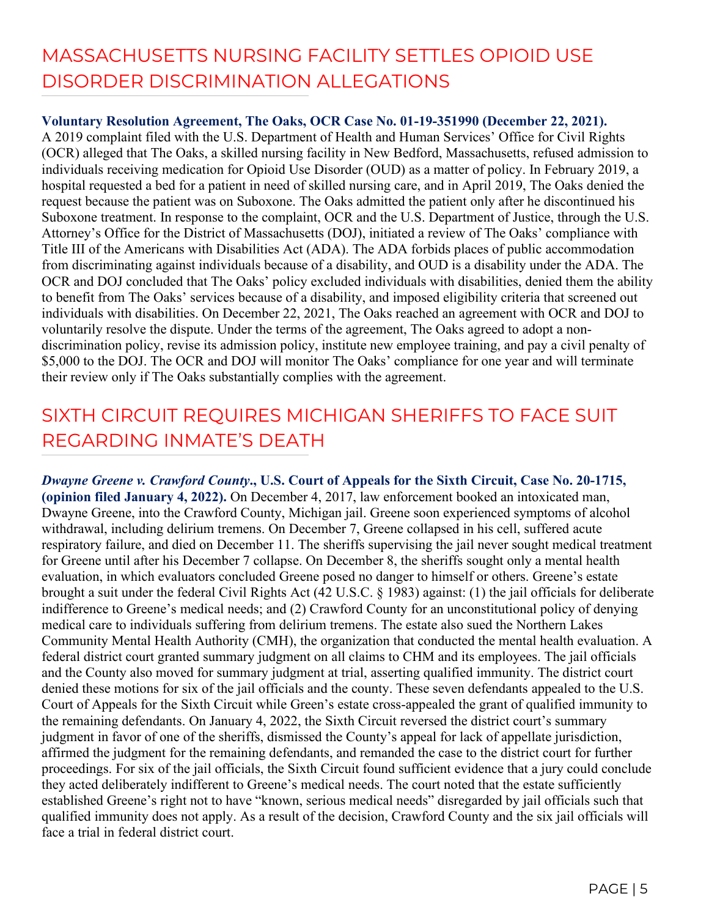## MASSACHUSETTS NURSING FACILITY SETTLES OPIOID USE DISORDER DISCRIMINATION ALLEGATIONS

**Voluntary Resolution Agreement, The Oaks, OCR Case No. 01-19-351990 (December 22, 2021).** A 2019 complaint filed with the U.S. Department of Health and Human Services' Office for Civil Rights (OCR) alleged that The Oaks, a skilled nursing facility in New Bedford, Massachusetts, refused admission to individuals receiving medication for Opioid Use Disorder (OUD) as a matter of policy. In February 2019, a hospital requested a bed for a patient in need of skilled nursing care, and in April 2019, The Oaks denied the request because the patient was on Suboxone. The Oaks admitted the patient only after he discontinued his Suboxone treatment. In response to the complaint, OCR and the U.S. Department of Justice, through the U.S. Attorney's Office for the District of Massachusetts (DOJ), initiated a review of The Oaks' compliance with Title III of the Americans with Disabilities Act (ADA). The ADA forbids places of public accommodation from discriminating against individuals because of a disability, and OUD is a disability under the ADA. The OCR and DOJ concluded that The Oaks' policy excluded individuals with disabilities, denied them the ability to benefit from The Oaks' services because of a disability, and imposed eligibility criteria that screened out individuals with disabilities. On December 22, 2021, The Oaks reached an agreement with OCR and DOJ to voluntarily resolve the dispute. Under the terms of the agreement, The Oaks agreed to adopt a non-discrimination policy, revise its admission policy, institute new employee training, and pay a civil penalty of $5,000 to the DOJ. The OCR and DOJ will monitor The Oaks' compliance for one year and will terminate their review only if The Oaks substantially complies with the agreement.

## SIXTH CIRCUIT REQUIRES MICHIGAN SHERIFFS TO FACE SUIT REGARDING INMATE'S DEATH

***Dwayne Greene v. Crawford County*., U.S. Court of Appeals for the Sixth Circuit, Case No. 20-1715, (opinion filed January 4, 2022).** On December 4, 2017, law enforcement booked an intoxicated man, Dwayne Greene, into the Crawford County, Michigan jail. Greene soon experienced symptoms of alcohol withdrawal, including delirium tremens. On December 7, Greene collapsed in his cell, suffered acute respiratory failure, and died on December 11. The sheriffs supervising the jail never sought medical treatment for Greene until after his December 7 collapse. On December 8, the sheriffs sought only a mental health evaluation, in which evaluators concluded Greene posed no danger to himself or others. Greene's estate brought a suit under the federal Civil Rights Act (42 U.S.C. § 1983) against: (1) the jail officials for deliberate indifference to Greene's medical needs; and (2) Crawford County for an unconstitutional policy of denying medical care to individuals suffering from delirium tremens. The estate also sued the Northern Lakes Community Mental Health Authority (CMH), the organization that conducted the mental health evaluation. A federal district court granted summary judgment on all claims to CHM and its employees. The jail officials and the County also moved for summary judgment at trial, asserting qualified immunity. The district court denied these motions for six of the jail officials and the county. These seven defendants appealed to the U.S. Court of Appeals for the Sixth Circuit while Green's estate cross-appealed the grant of qualified immunity to the remaining defendants. On January 4, 2022, the Sixth Circuit reversed the district court's summary judgment in favor of one of the sheriffs, dismissed the County's appeal for lack of appellate jurisdiction, affirmed the judgment for the remaining defendants, and remanded the case to the district court for further proceedings. For six of the jail officials, the Sixth Circuit found sufficient evidence that a jury could conclude they acted deliberately indifferent to Greene's medical needs. The court noted that the estate sufficiently established Greene's right not to have "known, serious medical needs" disregarded by jail officials such that qualified immunity does not apply. As a result of the decision, Crawford County and the six jail officials will face a trial in federal district court.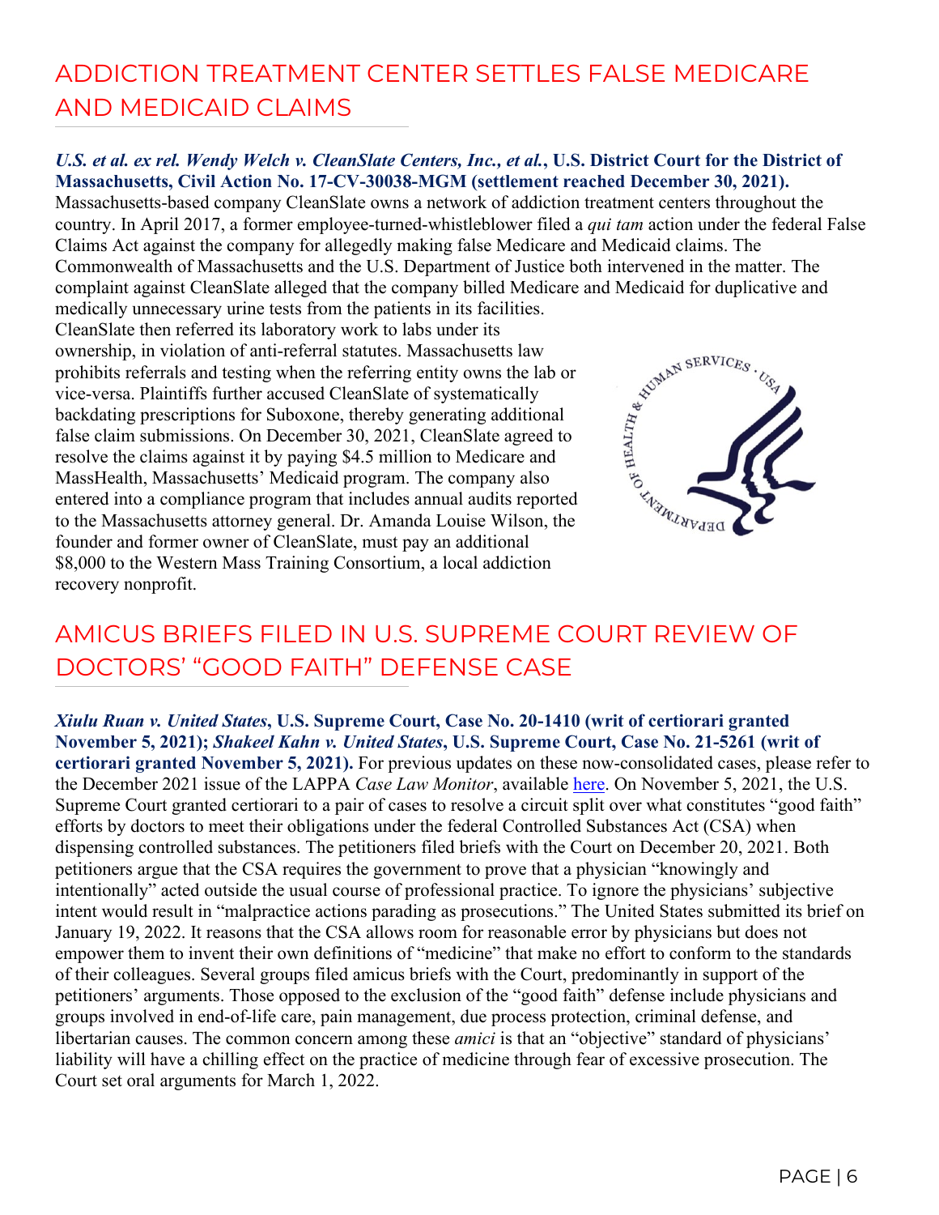## ADDICTION TREATMENT CENTER SETTLES FALSE MEDICARE AND MEDICAID CLAIMS

***U.S. et al. ex rel. Wendy Welch v. CleanSlate Centers, Inc., et al.*, U.S. District Court for the District of Massachusetts, Civil Action No. 17-CV-30038-MGM (settlement reached December 30, 2021).** Massachusetts-based company CleanSlate owns a network of addiction treatment centers throughout the country. In April 2017, a former employee-turned-whistleblower filed a *qui tam* action under the federal False Claims Act against the company for allegedly making false Medicare and Medicaid claims. The Commonwealth of Massachusetts and the U.S. Department of Justice both intervened in the matter. The complaint against CleanSlate alleged that the company billed Medicare and Medicaid for duplicative and medically unnecessary urine tests from the patients in its facilities. CleanSlate then referred its laboratory work to labs under its ownership, in violation of anti-referral statutes. Massachusetts law prohibits referrals and testing when the referring entity owns the lab or vice-versa. Plaintiffs further accused CleanSlate of systematically backdating prescriptions for Suboxone, thereby generating additional false claim submissions. On December 30, 2021, CleanSlate agreed to resolve the claims against it by paying $4.5 million to Medicare and MassHealth, Massachusetts' Medicaid program. The company also entered into a compliance program that includes annual audits reported to the Massachusetts attorney general. Dr. Amanda Louise Wilson, the founder and former owner of CleanSlate, must pay an additional $8,000 to the Western Mass Training Consortium, a local addiction recovery nonprofit.

## AMICUS BRIEFS FILED IN U.S. SUPREME COURT REVIEW OF DOCTORS' "GOOD FAITH" DEFENSE CASE

***Xiulu Ruan v. United States*, U.S. Supreme Court, Case No. 20-1410 (writ of certiorari granted November 5, 2021); *Shakeel Kahn v. United States*, U.S. Supreme Court, Case No. 21-5261 (writ of certiorari granted November 5, 2021).** For previous updates on these now-consolidated cases, please refer to the December 2021 issue of the LAPPA *Case Law Monitor*, available here. On November 5, 2021, the U.S. Supreme Court granted certiorari to a pair of cases to resolve a circuit split over what constitutes "good faith" efforts by doctors to meet their obligations under the federal Controlled Substances Act (CSA) when dispensing controlled substances. The petitioners filed briefs with the Court on December 20, 2021. Both petitioners argue that the CSA requires the government to prove that a physician "knowingly and intentionally" acted outside the usual course of professional practice. To ignore the physicians' subjective intent would result in "malpractice actions parading as prosecutions." The United States submitted its brief on January 19, 2022. It reasons that the CSA allows room for reasonable error by physicians but does not empower them to invent their own definitions of "medicine" that make no effort to conform to the standards of their colleagues. Several groups filed amicus briefs with the Court, predominantly in support of the petitioners' arguments. Those opposed to the exclusion of the "good faith" defense include physicians and groups involved in end-of-life care, pain management, due process protection, criminal defense, and libertarian causes. The common concern among these *amici* is that an "objective" standard of physicians' liability will have a chilling effect on the practice of medicine through fear of excessive prosecution. The Court set oral arguments for March 1, 2022.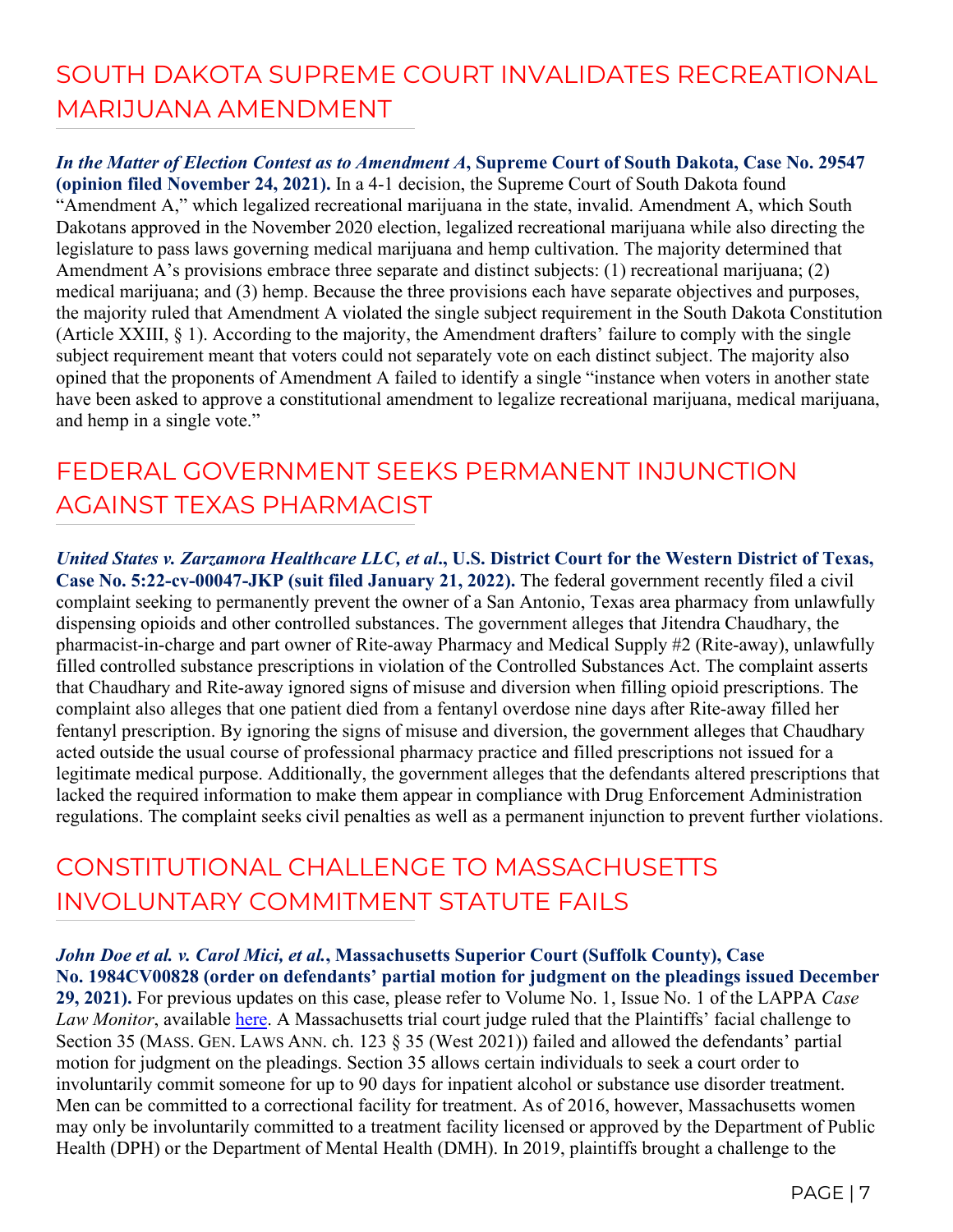## SOUTH DAKOTA SUPREME COURT INVALIDATES RECREATIONAL MARIJUANA AMENDMENT

***In the Matter of Election Contest as to Amendment A*, Supreme Court of South Dakota, Case No. 29547 (opinion filed November 24, 2021).** In a 4-1 decision, the Supreme Court of South Dakota found "Amendment A," which legalized recreational marijuana in the state, invalid. Amendment A, which South Dakotans approved in the November 2020 election, legalized recreational marijuana while also directing the legislature to pass laws governing medical marijuana and hemp cultivation. The majority determined that Amendment A's provisions embrace three separate and distinct subjects: (1) recreational marijuana; (2) medical marijuana; and (3) hemp. Because the three provisions each have separate objectives and purposes, the majority ruled that Amendment A violated the single subject requirement in the South Dakota Constitution (Article XXIII, § 1). According to the majority, the Amendment drafters' failure to comply with the single subject requirement meant that voters could not separately vote on each distinct subject. The majority also opined that the proponents of Amendment A failed to identify a single "instance when voters in another state have been asked to approve a constitutional amendment to legalize recreational marijuana, medical marijuana, and hemp in a single vote."

## FEDERAL GOVERNMENT SEEKS PERMANENT INJUNCTION AGAINST TEXAS PHARMACIST

***United States v. Zarzamora Healthcare LLC, et al.*, U.S. District Court for the Western District of Texas, Case No. 5:22-cv-00047-JKP (suit filed January 21, 2022).** The federal government recently filed a civil complaint seeking to permanently prevent the owner of a San Antonio, Texas area pharmacy from unlawfully dispensing opioids and other controlled substances. The government alleges that Jitendra Chaudhary, the pharmacist-in-charge and part owner of Rite-away Pharmacy and Medical Supply #2 (Rite-away), unlawfully filled controlled substance prescriptions in violation of the Controlled Substances Act. The complaint asserts that Chaudhary and Rite-away ignored signs of misuse and diversion when filling opioid prescriptions. The complaint also alleges that one patient died from a fentanyl overdose nine days after Rite-away filled her fentanyl prescription. By ignoring the signs of misuse and diversion, the government alleges that Chaudhary acted outside the usual course of professional pharmacy practice and filled prescriptions not issued for a legitimate medical purpose. Additionally, the government alleges that the defendants altered prescriptions that lacked the required information to make them appear in compliance with Drug Enforcement Administration regulations. The complaint seeks civil penalties as well as a permanent injunction to prevent further violations.

## CONSTITUTIONAL CHALLENGE TO MASSACHUSETTS INVOLUNTARY COMMITMENT STATUTE FAILS

***John Doe et al. v. Carol Mici, et al.*, Massachusetts Superior Court (Suffolk County), Case No. 1984CV00828 (order on defendants' partial motion for judgment on the pleadings issued December 29, 2021).** For previous updates on this case, please refer to Volume No. 1, Issue No. 1 of the LAPPA *Case Law Monitor*, available here. A Massachusetts trial court judge ruled that the Plaintiffs' facial challenge to Section 35 (MASS. GEN. LAWS ANN. ch. 123 § 35 (West 2021)) failed and allowed the defendants' partial motion for judgment on the pleadings. Section 35 allows certain individuals to seek a court order to involuntarily commit someone for up to 90 days for inpatient alcohol or substance use disorder treatment. Men can be committed to a correctional facility for treatment. As of 2016, however, Massachusetts women may only be involuntarily committed to a treatment facility licensed or approved by the Department of Public Health (DPH) or the Department of Mental Health (DMH). In 2019, plaintiffs brought a challenge to the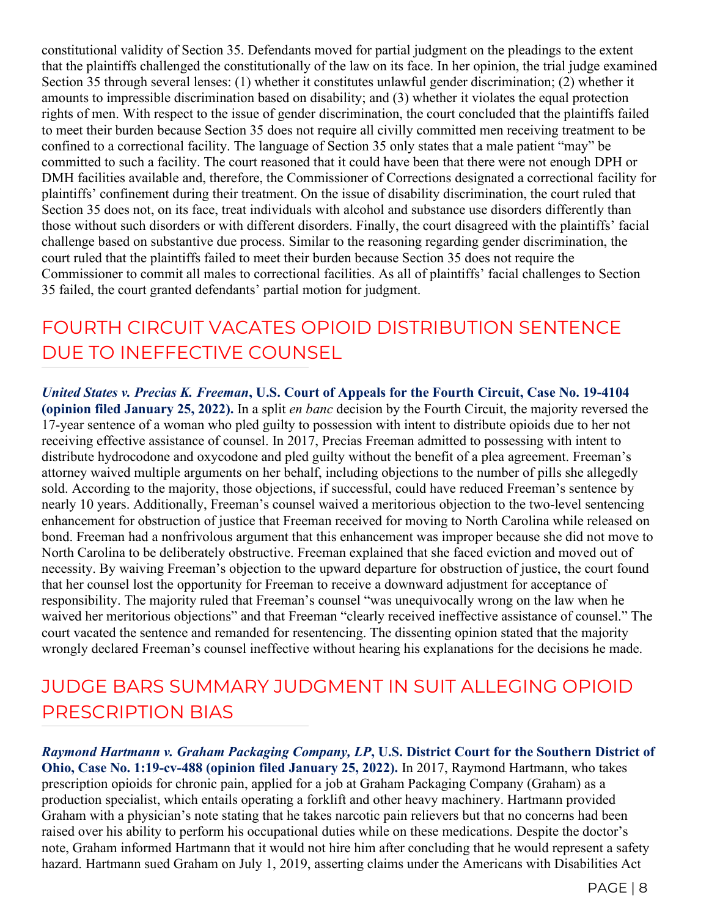constitutional validity of Section 35. Defendants moved for partial judgment on the pleadings to the extent that the plaintiffs challenged the constitutionally of the law on its face. In her opinion, the trial judge examined Section 35 through several lenses: (1) whether it constitutes unlawful gender discrimination; (2) whether it amounts to impressible discrimination based on disability; and (3) whether it violates the equal protection rights of men. With respect to the issue of gender discrimination, the court concluded that the plaintiffs failed to meet their burden because Section 35 does not require all civilly committed men receiving treatment to be confined to a correctional facility. The language of Section 35 only states that a male patient "may" be committed to such a facility. The court reasoned that it could have been that there were not enough DPH or DMH facilities available and, therefore, the Commissioner of Corrections designated a correctional facility for plaintiffs' confinement during their treatment. On the issue of disability discrimination, the court ruled that Section 35 does not, on its face, treat individuals with alcohol and substance use disorders differently than those without such disorders or with different disorders. Finally, the court disagreed with the plaintiffs' facial challenge based on substantive due process. Similar to the reasoning regarding gender discrimination, the court ruled that the plaintiffs failed to meet their burden because Section 35 does not require the Commissioner to commit all males to correctional facilities. As all of plaintiffs' facial challenges to Section 35 failed, the court granted defendants' partial motion for judgment.

## FOURTH CIRCUIT VACATES OPIOID DISTRIBUTION SENTENCE DUE TO INEFFECTIVE COUNSEL

***United States v. Precias K. Freeman*, U.S. Court of Appeals for the Fourth Circuit, Case No. 19-4104 (opinion filed January 25, 2022).** In a split *en banc* decision by the Fourth Circuit, the majority reversed the 17-year sentence of a woman who pled guilty to possession with intent to distribute opioids due to her not receiving effective assistance of counsel. In 2017, Precias Freeman admitted to possessing with intent to distribute hydrocodone and oxycodone and pled guilty without the benefit of a plea agreement. Freeman's attorney waived multiple arguments on her behalf, including objections to the number of pills she allegedly sold. According to the majority, those objections, if successful, could have reduced Freeman's sentence by nearly 10 years. Additionally, Freeman's counsel waived a meritorious objection to the two-level sentencing enhancement for obstruction of justice that Freeman received for moving to North Carolina while released on bond. Freeman had a nonfrivolous argument that this enhancement was improper because she did not move to North Carolina to be deliberately obstructive. Freeman explained that she faced eviction and moved out of necessity. By waiving Freeman's objection to the upward departure for obstruction of justice, the court found that her counsel lost the opportunity for Freeman to receive a downward adjustment for acceptance of responsibility. The majority ruled that Freeman's counsel "was unequivocally wrong on the law when he waived her meritorious objections" and that Freeman "clearly received ineffective assistance of counsel." The court vacated the sentence and remanded for resentencing. The dissenting opinion stated that the majority wrongly declared Freeman's counsel ineffective without hearing his explanations for the decisions he made.

## JUDGE BARS SUMMARY JUDGMENT IN SUIT ALLEGING OPIOID PRESCRIPTION BIAS

***Raymond Hartmann v. Graham Packaging Company, LP*, U.S. District Court for the Southern District of Ohio, Case No. 1:19-cv-488 (opinion filed January 25, 2022).** In 2017, Raymond Hartmann, who takes prescription opioids for chronic pain, applied for a job at Graham Packaging Company (Graham) as a production specialist, which entails operating a forklift and other heavy machinery. Hartmann provided Graham with a physician's note stating that he takes narcotic pain relievers but that no concerns had been raised over his ability to perform his occupational duties while on these medications. Despite the doctor's note, Graham informed Hartmann that it would not hire him after concluding that he would represent a safety hazard. Hartmann sued Graham on July 1, 2019, asserting claims under the Americans with Disabilities Act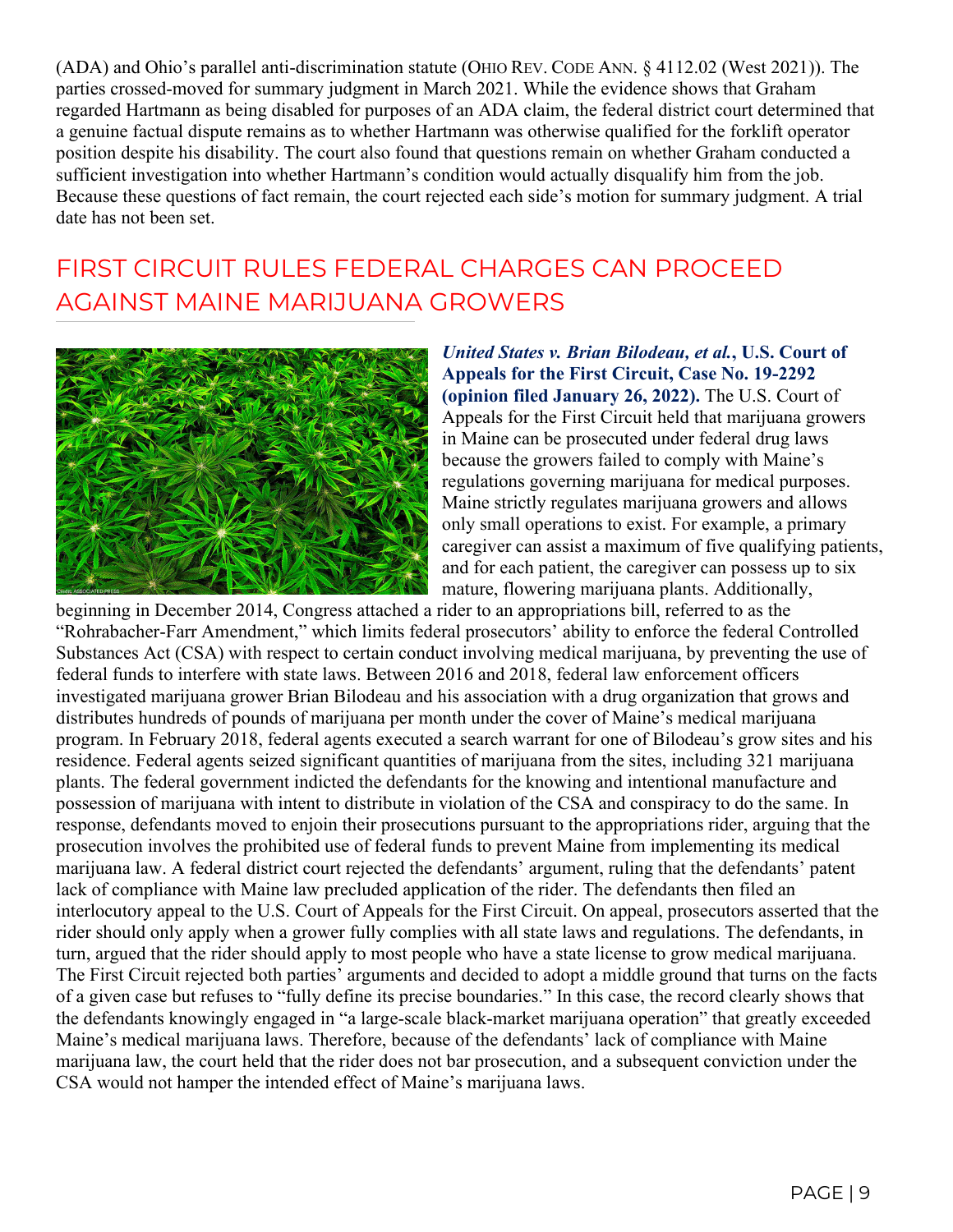(ADA) and Ohio's parallel anti-discrimination statute (OHIO REV. CODE ANN. § 4112.02 (West 2021)). The parties crossed-moved for summary judgment in March 2021. While the evidence shows that Graham regarded Hartmann as being disabled for purposes of an ADA claim, the federal district court determined that a genuine factual dispute remains as to whether Hartmann was otherwise qualified for the forklift operator position despite his disability. The court also found that questions remain on whether Graham conducted a sufficient investigation into whether Hartmann's condition would actually disqualify him from the job. Because these questions of fact remain, the court rejected each side's motion for summary judgment. A trial date has not been set.

## FIRST CIRCUIT RULES FEDERAL CHARGES CAN PROCEED AGAINST MAINE MARIJUANA GROWERS

***United States v. Brian Bilodeau, et al.*, U.S. Court of Appeals for the First Circuit, Case No. 19-2292 (opinion filed January 26, 2022).** The U.S. Court of Appeals for the First Circuit held that marijuana growers in Maine can be prosecuted under federal drug laws because the growers failed to comply with Maine's regulations governing marijuana for medical purposes. Maine strictly regulates marijuana growers and allows only small operations to exist. For example, a primary caregiver can assist a maximum of five qualifying patients, and for each patient, the caregiver can possess up to six mature, flowering marijuana plants. Additionally, beginning in December 2014, Congress attached a rider to an appropriations bill, referred to as the "Rohrabacher-Farr Amendment," which limits federal prosecutors' ability to enforce the federal Controlled Substances Act (CSA) with respect to certain conduct involving medical marijuana, by preventing the use of federal funds to interfere with state laws. Between 2016 and 2018, federal law enforcement officers investigated marijuana grower Brian Bilodeau and his association with a drug organization that grows and distributes hundreds of pounds of marijuana per month under the cover of Maine's medical marijuana program. In February 2018, federal agents executed a search warrant for one of Bilodeau's grow sites and his residence. Federal agents seized significant quantities of marijuana from the sites, including 321 marijuana plants. The federal government indicted the defendants for the knowing and intentional manufacture and possession of marijuana with intent to distribute in violation of the CSA and conspiracy to do the same. In response, defendants moved to enjoin their prosecutions pursuant to the appropriations rider, arguing that the prosecution involves the prohibited use of federal funds to prevent Maine from implementing its medical marijuana law. A federal district court rejected the defendants' argument, ruling that the defendants' patent lack of compliance with Maine law precluded application of the rider. The defendants then filed an interlocutory appeal to the U.S. Court of Appeals for the First Circuit. On appeal, prosecutors asserted that the rider should only apply when a grower fully complies with all state laws and regulations. The defendants, in turn, argued that the rider should apply to most people who have a state license to grow medical marijuana. The First Circuit rejected both parties' arguments and decided to adopt a middle ground that turns on the facts of a given case but refuses to "fully define its precise boundaries." In this case, the record clearly shows that the defendants knowingly engaged in "a large-scale black-market marijuana operation" that greatly exceeded Maine's medical marijuana laws. Therefore, because of the defendants' lack of compliance with Maine marijuana law, the court held that the rider does not bar prosecution, and a subsequent conviction under the CSA would not hamper the intended effect of Maine's marijuana laws.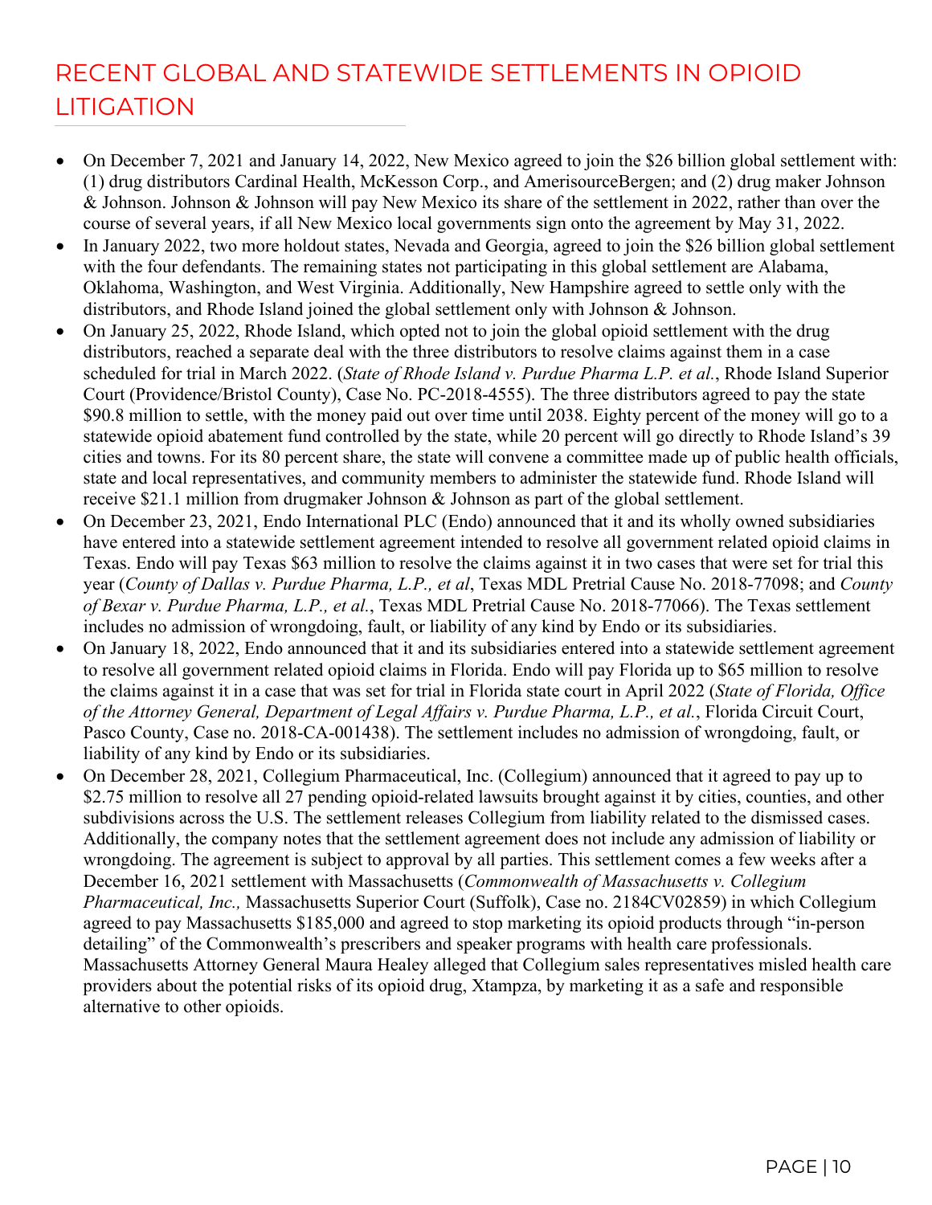# RECENT GLOBAL AND STATEWIDE SETTLEMENTS IN OPIOID LITIGATION

- On December 7, 2021 and January 14, 2022, New Mexico agreed to join the $26 billion global settlement with: (1) drug distributors Cardinal Health, McKesson Corp., and AmerisourceBergen; and (2) drug maker Johnson & Johnson. Johnson & Johnson will pay New Mexico its share of the settlement in 2022, rather than over the course of several years, if all New Mexico local governments sign onto the agreement by May 31, 2022.
- In January 2022, two more holdout states, Nevada and Georgia, agreed to join the $26 billion global settlement with the four defendants. The remaining states not participating in this global settlement are Alabama, Oklahoma, Washington, and West Virginia. Additionally, New Hampshire agreed to settle only with the distributors, and Rhode Island joined the global settlement only with Johnson & Johnson.
- On January 25, 2022, Rhode Island, which opted not to join the global opioid settlement with the drug distributors, reached a separate deal with the three distributors to resolve claims against them in a case scheduled for trial in March 2022. (*State of Rhode Island v. Purdue Pharma L.P. et al.*, Rhode Island Superior Court (Providence/Bristol County), Case No. PC-2018-4555). The three distributors agreed to pay the state $90.8 million to settle, with the money paid out over time until 2038. Eighty percent of the money will go to a statewide opioid abatement fund controlled by the state, while 20 percent will go directly to Rhode Island's 39 cities and towns. For its 80 percent share, the state will convene a committee made up of public health officials, state and local representatives, and community members to administer the statewide fund. Rhode Island will receive $21.1 million from drugmaker Johnson & Johnson as part of the global settlement.
- On December 23, 2021, Endo International PLC (Endo) announced that it and its wholly owned subsidiaries have entered into a statewide settlement agreement intended to resolve all government related opioid claims in Texas. Endo will pay Texas $63 million to resolve the claims against it in two cases that were set for trial this year (*County of Dallas v. Purdue Pharma, L.P., et al*, Texas MDL Pretrial Cause No. 2018-77098; and *County of Bexar v. Purdue Pharma, L.P., et al.*, Texas MDL Pretrial Cause No. 2018-77066). The Texas settlement includes no admission of wrongdoing, fault, or liability of any kind by Endo or its subsidiaries.
- On January 18, 2022, Endo announced that it and its subsidiaries entered into a statewide settlement agreement to resolve all government related opioid claims in Florida. Endo will pay Florida up to $65 million to resolve the claims against it in a case that was set for trial in Florida state court in April 2022 (*State of Florida, Office of the Attorney General, Department of Legal Affairs v. Purdue Pharma, L.P., et al.*, Florida Circuit Court, Pasco County, Case no. 2018-CA-001438). The settlement includes no admission of wrongdoing, fault, or liability of any kind by Endo or its subsidiaries.
- On December 28, 2021, Collegium Pharmaceutical, Inc. (Collegium) announced that it agreed to pay up to $2.75 million to resolve all 27 pending opioid-related lawsuits brought against it by cities, counties, and other subdivisions across the U.S. The settlement releases Collegium from liability related to the dismissed cases. Additionally, the company notes that the settlement agreement does not include any admission of liability or wrongdoing. The agreement is subject to approval by all parties. This settlement comes a few weeks after a December 16, 2021 settlement with Massachusetts (*Commonwealth of Massachusetts v. Collegium Pharmaceutical, Inc.,* Massachusetts Superior Court (Suffolk), Case no. 2184CV02859) in which Collegium agreed to pay Massachusetts $185,000 and agreed to stop marketing its opioid products through "in-person detailing" of the Commonwealth's prescribers and speaker programs with health care professionals. Massachusetts Attorney General Maura Healey alleged that Collegium sales representatives misled health care providers about the potential risks of its opioid drug, Xtampza, by marketing it as a safe and responsible alternative to other opioids.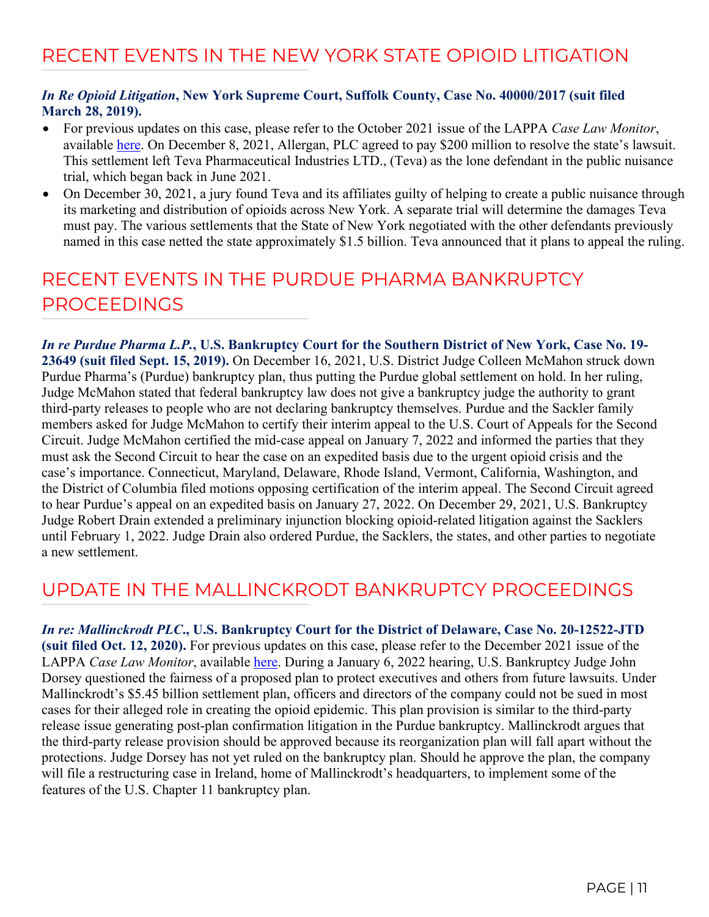## RECENT EVENTS IN THE NEW YORK STATE OPIOID LITIGATION

***In Re Opioid Litigation*, New York Supreme Court, Suffolk County, Case No. 40000/2017 (suit filed March 28, 2019).**

- For previous updates on this case, please refer to the October 2021 issue of the LAPPA *Case Law Monitor*, available here. On December 8, 2021, Allergan, PLC agreed to pay $200 million to resolve the state's lawsuit. This settlement left Teva Pharmaceutical Industries LTD., (Teva) as the lone defendant in the public nuisance trial, which began back in June 2021.
- On December 30, 2021, a jury found Teva and its affiliates guilty of helping to create a public nuisance through its marketing and distribution of opioids across New York. A separate trial will determine the damages Teva must pay. The various settlements that the State of New York negotiated with the other defendants previously named in this case netted the state approximately $1.5 billion. Teva announced that it plans to appeal the ruling.

## RECENT EVENTS IN THE PURDUE PHARMA BANKRUPTCY PROCEEDINGS

***In re Purdue Pharma L.P.*, U.S. Bankruptcy Court for the Southern District of New York, Case No. 19-23649 (suit filed Sept. 15, 2019).** On December 16, 2021, U.S. District Judge Colleen McMahon struck down Purdue Pharma's (Purdue) bankruptcy plan, thus putting the Purdue global settlement on hold. In her ruling, Judge McMahon stated that federal bankruptcy law does not give a bankruptcy judge the authority to grant third-party releases to people who are not declaring bankruptcy themselves. Purdue and the Sackler family members asked for Judge McMahon to certify their interim appeal to the U.S. Court of Appeals for the Second Circuit. Judge McMahon certified the mid-case appeal on January 7, 2022 and informed the parties that they must ask the Second Circuit to hear the case on an expedited basis due to the urgent opioid crisis and the case's importance. Connecticut, Maryland, Delaware, Rhode Island, Vermont, California, Washington, and the District of Columbia filed motions opposing certification of the interim appeal. The Second Circuit agreed to hear Purdue's appeal on an expedited basis on January 27, 2022. On December 29, 2021, U.S. Bankruptcy Judge Robert Drain extended a preliminary injunction blocking opioid-related litigation against the Sacklers until February 1, 2022. Judge Drain also ordered Purdue, the Sacklers, the states, and other parties to negotiate a new settlement.

## UPDATE IN THE MALLINCKRODT BANKRUPTCY PROCEEDINGS

***In re: Mallinckrodt PLC*., U.S. Bankruptcy Court for the District of Delaware, Case No. 20-12522-JTD (suit filed Oct. 12, 2020).** For previous updates on this case, please refer to the December 2021 issue of the LAPPA *Case Law Monitor*, available here. During a January 6, 2022 hearing, U.S. Bankruptcy Judge John Dorsey questioned the fairness of a proposed plan to protect executives and others from future lawsuits. Under Mallinckrodt's $5.45 billion settlement plan, officers and directors of the company could not be sued in most cases for their alleged role in creating the opioid epidemic. This plan provision is similar to the third-party release issue generating post-plan confirmation litigation in the Purdue bankruptcy. Mallinckrodt argues that the third-party release provision should be approved because its reorganization plan will fall apart without the protections. Judge Dorsey has not yet ruled on the bankruptcy plan. Should he approve the plan, the company will file a restructuring case in Ireland, home of Mallinckrodt's headquarters, to implement some of the features of the U.S. Chapter 11 bankruptcy plan.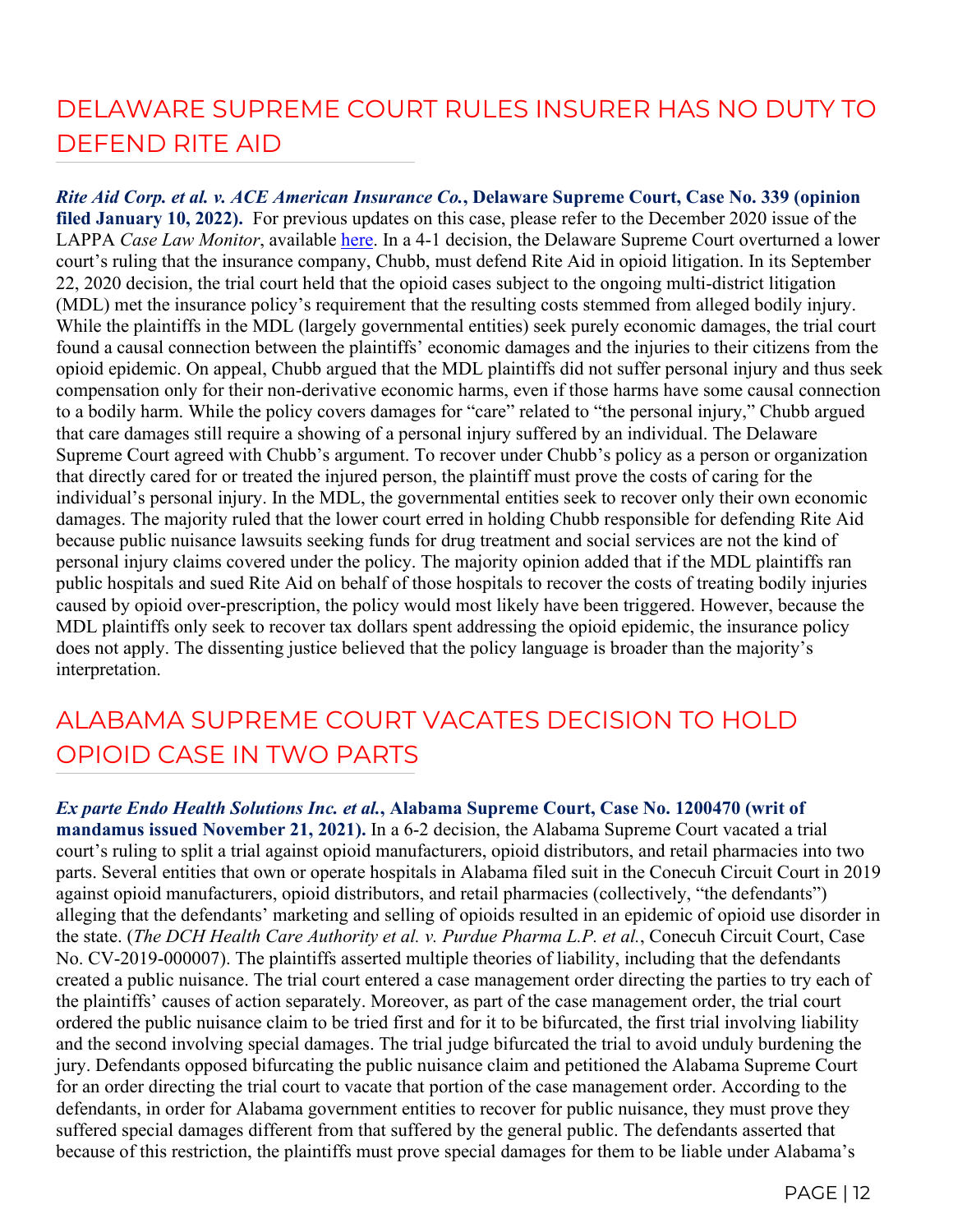## DELAWARE SUPREME COURT RULES INSURER HAS NO DUTY TO DEFEND RITE AID

***Rite Aid Corp. et al. v. ACE American Insurance Co.*, Delaware Supreme Court, Case No. 339 (opinion filed January 10, 2022).** For previous updates on this case, please refer to the December 2020 issue of the LAPPA *Case Law Monitor*, available here. In a 4-1 decision, the Delaware Supreme Court overturned a lower court's ruling that the insurance company, Chubb, must defend Rite Aid in opioid litigation. In its September 22, 2020 decision, the trial court held that the opioid cases subject to the ongoing multi-district litigation (MDL) met the insurance policy's requirement that the resulting costs stemmed from alleged bodily injury. While the plaintiffs in the MDL (largely governmental entities) seek purely economic damages, the trial court found a causal connection between the plaintiffs' economic damages and the injuries to their citizens from the opioid epidemic. On appeal, Chubb argued that the MDL plaintiffs did not suffer personal injury and thus seek compensation only for their non-derivative economic harms, even if those harms have some causal connection to a bodily harm. While the policy covers damages for "care" related to "the personal injury," Chubb argued that care damages still require a showing of a personal injury suffered by an individual. The Delaware Supreme Court agreed with Chubb's argument. To recover under Chubb's policy as a person or organization that directly cared for or treated the injured person, the plaintiff must prove the costs of caring for the individual's personal injury. In the MDL, the governmental entities seek to recover only their own economic damages. The majority ruled that the lower court erred in holding Chubb responsible for defending Rite Aid because public nuisance lawsuits seeking funds for drug treatment and social services are not the kind of personal injury claims covered under the policy. The majority opinion added that if the MDL plaintiffs ran public hospitals and sued Rite Aid on behalf of those hospitals to recover the costs of treating bodily injuries caused by opioid over-prescription, the policy would most likely have been triggered. However, because the MDL plaintiffs only seek to recover tax dollars spent addressing the opioid epidemic, the insurance policy does not apply. The dissenting justice believed that the policy language is broader than the majority's interpretation.

## ALABAMA SUPREME COURT VACATES DECISION TO HOLD OPIOID CASE IN TWO PARTS

***Ex parte Endo Health Solutions Inc. et al.*, Alabama Supreme Court, Case No. 1200470 (writ of mandamus issued November 21, 2021).** In a 6-2 decision, the Alabama Supreme Court vacated a trial court's ruling to split a trial against opioid manufacturers, opioid distributors, and retail pharmacies into two parts. Several entities that own or operate hospitals in Alabama filed suit in the Conecuh Circuit Court in 2019 against opioid manufacturers, opioid distributors, and retail pharmacies (collectively, "the defendants") alleging that the defendants' marketing and selling of opioids resulted in an epidemic of opioid use disorder in the state. (*The DCH Health Care Authority et al. v. Purdue Pharma L.P. et al.*, Conecuh Circuit Court, Case No. CV-2019-000007). The plaintiffs asserted multiple theories of liability, including that the defendants created a public nuisance. The trial court entered a case management order directing the parties to try each of the plaintiffs' causes of action separately. Moreover, as part of the case management order, the trial court ordered the public nuisance claim to be tried first and for it to be bifurcated, the first trial involving liability and the second involving special damages. The trial judge bifurcated the trial to avoid unduly burdening the jury. Defendants opposed bifurcating the public nuisance claim and petitioned the Alabama Supreme Court for an order directing the trial court to vacate that portion of the case management order. According to the defendants, in order for Alabama government entities to recover for public nuisance, they must prove they suffered special damages different from that suffered by the general public. The defendants asserted that because of this restriction, the plaintiffs must prove special damages for them to be liable under Alabama's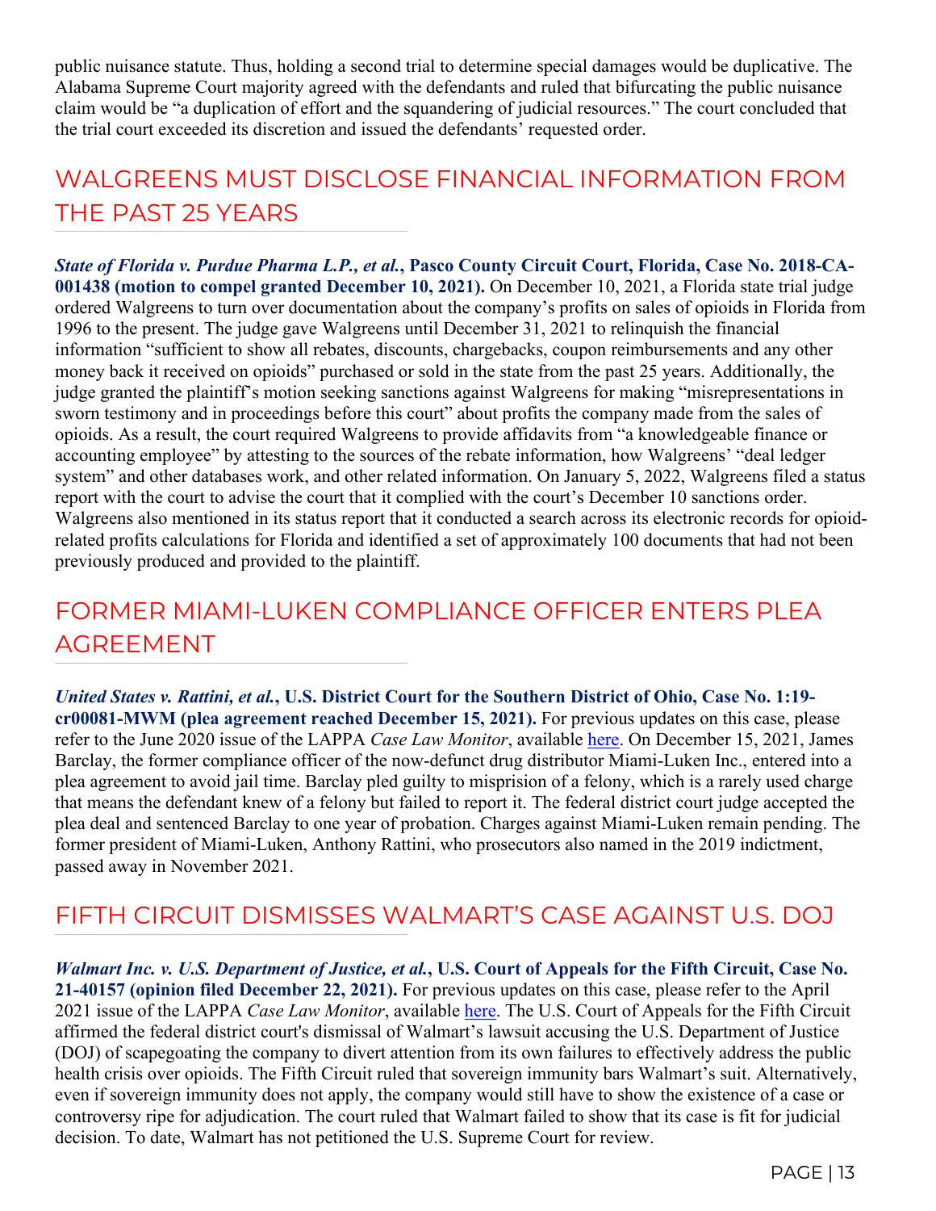public nuisance statute. Thus, holding a second trial to determine special damages would be duplicative. The Alabama Supreme Court majority agreed with the defendants and ruled that bifurcating the public nuisance claim would be "a duplication of effort and the squandering of judicial resources." The court concluded that the trial court exceeded its discretion and issued the defendants' requested order.

## WALGREENS MUST DISCLOSE FINANCIAL INFORMATION FROM THE PAST 25 YEARS

***State of Florida v. Purdue Pharma L.P., et al.*, Pasco County Circuit Court, Florida, Case No. 2018-CA-001438 (motion to compel granted December 10, 2021).** On December 10, 2021, a Florida state trial judge ordered Walgreens to turn over documentation about the company's profits on sales of opioids in Florida from 1996 to the present. The judge gave Walgreens until December 31, 2021 to relinquish the financial information "sufficient to show all rebates, discounts, chargebacks, coupon reimbursements and any other money back it received on opioids" purchased or sold in the state from the past 25 years. Additionally, the judge granted the plaintiff's motion seeking sanctions against Walgreens for making "misrepresentations in sworn testimony and in proceedings before this court" about profits the company made from the sales of opioids. As a result, the court required Walgreens to provide affidavits from "a knowledgeable finance or accounting employee" by attesting to the sources of the rebate information, how Walgreens' "deal ledger system" and other databases work, and other related information. On January 5, 2022, Walgreens filed a status report with the court to advise the court that it complied with the court's December 10 sanctions order. Walgreens also mentioned in its status report that it conducted a search across its electronic records for opioid-related profits calculations for Florida and identified a set of approximately 100 documents that had not been previously produced and provided to the plaintiff.

## FORMER MIAMI-LUKEN COMPLIANCE OFFICER ENTERS PLEA AGREEMENT

***United States v. Rattini, et al.*, U.S. District Court for the Southern District of Ohio, Case No. 1:19-cr00081-MWM (plea agreement reached December 15, 2021).** For previous updates on this case, please refer to the June 2020 issue of the LAPPA *Case Law Monitor*, available here. On December 15, 2021, James Barclay, the former compliance officer of the now-defunct drug distributor Miami-Luken Inc., entered into a plea agreement to avoid jail time. Barclay pled guilty to misprision of a felony, which is a rarely used charge that means the defendant knew of a felony but failed to report it. The federal district court judge accepted the plea deal and sentenced Barclay to one year of probation. Charges against Miami-Luken remain pending. The former president of Miami-Luken, Anthony Rattini, who prosecutors also named in the 2019 indictment, passed away in November 2021.

## FIFTH CIRCUIT DISMISSES WALMART'S CASE AGAINST U.S. DOJ

***Walmart Inc. v. U.S. Department of Justice, et al.*, U.S. Court of Appeals for the Fifth Circuit, Case No. 21-40157 (opinion filed December 22, 2021).** For previous updates on this case, please refer to the April 2021 issue of the LAPPA *Case Law Monitor*, available here. The U.S. Court of Appeals for the Fifth Circuit affirmed the federal district court's dismissal of Walmart's lawsuit accusing the U.S. Department of Justice (DOJ) of scapegoating the company to divert attention from its own failures to effectively address the public health crisis over opioids. The Fifth Circuit ruled that sovereign immunity bars Walmart's suit. Alternatively, even if sovereign immunity does not apply, the company would still have to show the existence of a case or controversy ripe for adjudication. The court ruled that Walmart failed to show that its case is fit for judicial decision. To date, Walmart has not petitioned the U.S. Supreme Court for review.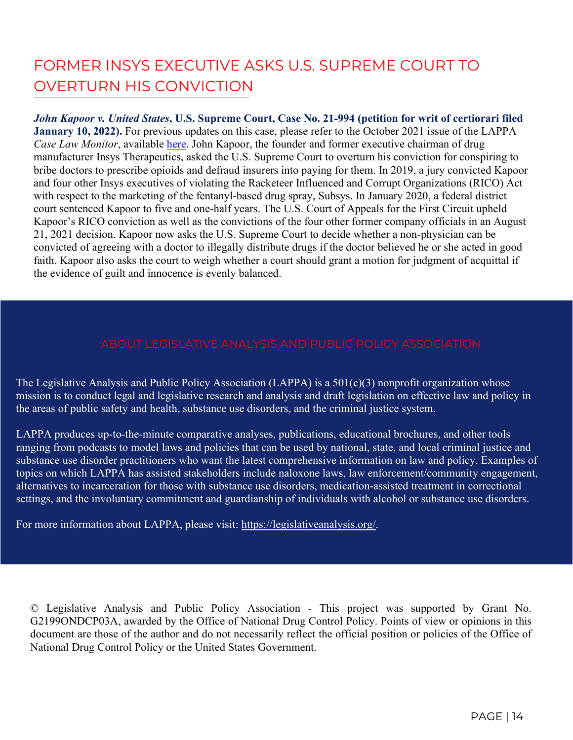# FORMER INSYS EXECUTIVE ASKS U.S. SUPREME COURT TO OVERTURN HIS CONVICTION

***John Kapoor v. United States*, U.S. Supreme Court, Case No. 21-994 (petition for writ of certiorari filed January 10, 2022).** For previous updates on this case, please refer to the October 2021 issue of the LAPPA *Case Law Monitor*, available here. John Kapoor, the founder and former executive chairman of drug manufacturer Insys Therapeutics, asked the U.S. Supreme Court to overturn his conviction for conspiring to bribe doctors to prescribe opioids and defraud insurers into paying for them. In 2019, a jury convicted Kapoor and four other Insys executives of violating the Racketeer Influenced and Corrupt Organizations (RICO) Act with respect to the marketing of the fentanyl-based drug spray, Subsys. In January 2020, a federal district court sentenced Kapoor to five and one-half years. The U.S. Court of Appeals for the First Circuit upheld Kapoor's RICO conviction as well as the convictions of the four other former company officials in an August 21, 2021 decision. Kapoor now asks the U.S. Supreme Court to decide whether a non-physician can be convicted of agreeing with a doctor to illegally distribute drugs if the doctor believed he or she acted in good faith. Kapoor also asks the court to weigh whether a court should grant a motion for judgment of acquittal if the evidence of guilt and innocence is evenly balanced.

## ABOUT LEGISLATIVE ANALYSIS AND PUBLIC POLICY ASSOCIATION

The Legislative Analysis and Public Policy Association (LAPPA) is a 501(c)(3) nonprofit organization whose mission is to conduct legal and legislative research and analysis and draft legislation on effective law and policy in the areas of public safety and health, substance use disorders, and the criminal justice system.

LAPPA produces up-to-the-minute comparative analyses, publications, educational brochures, and other tools ranging from podcasts to model laws and policies that can be used by national, state, and local criminal justice and substance use disorder practitioners who want the latest comprehensive information on law and policy. Examples of topics on which LAPPA has assisted stakeholders include naloxone laws, law enforcement/community engagement, alternatives to incarceration for those with substance use disorders, medication-assisted treatment in correctional settings, and the involuntary commitment and guardianship of individuals with alcohol or substance use disorders.

For more information about LAPPA, please visit: https://legislativeanalysis.org/.

© Legislative Analysis and Public Policy Association - This project was supported by Grant No. G2199ONDCP03A, awarded by the Office of National Drug Control Policy. Points of view or opinions in this document are those of the author and do not necessarily reflect the official position or policies of the Office of National Drug Control Policy or the United States Government.